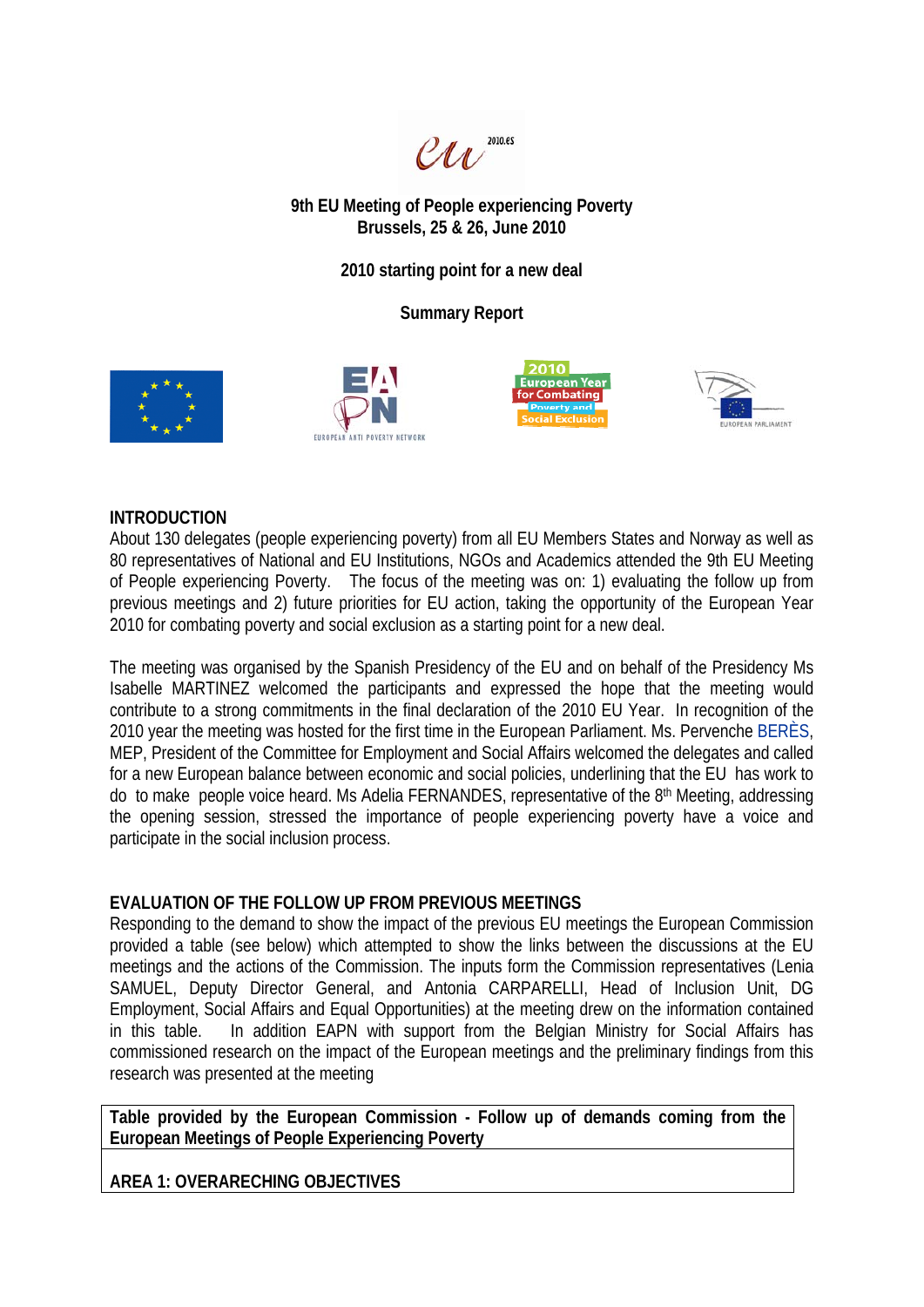**9th EU Meeting of People experiencing Poverty**
**Brussels, 25 & 26, June 2010**

**2010 starting point for a new deal**

**Summary Report**

## INTRODUCTION

About 130 delegates (people experiencing poverty) from all EU Members States and Norway as well as 80 representatives of National and EU Institutions, NGOs and Academics attended the 9th EU Meeting of People experiencing Poverty. The focus of the meeting was on: 1) evaluating the follow up from previous meetings and 2) future priorities for EU action, taking the opportunity of the European Year 2010 for combating poverty and social exclusion as a starting point for a new deal.

The meeting was organised by the Spanish Presidency of the EU and on behalf of the Presidency Ms Isabelle MARTINEZ welcomed the participants and expressed the hope that the meeting would contribute to a strong commitments in the final declaration of the 2010 EU Year. In recognition of the 2010 year the meeting was hosted for the first time in the European Parliament. Ms. Pervenche BERÈS, MEP, President of the Committee for Employment and Social Affairs welcomed the delegates and called for a new European balance between economic and social policies, underlining that the EU has work to do to make people voice heard. Ms Adelia FERNANDES, representative of the 8th Meeting, addressing the opening session, stressed the importance of people experiencing poverty have a voice and participate in the social inclusion process.

## EVALUATION OF THE FOLLOW UP FROM PREVIOUS MEETINGS

Responding to the demand to show the impact of the previous EU meetings the European Commission provided a table (see below) which attempted to show the links between the discussions at the EU meetings and the actions of the Commission. The inputs form the Commission representatives (Lenia SAMUEL, Deputy Director General, and Antonia CARPARELLI, Head of Inclusion Unit, DG Employment, Social Affairs and Equal Opportunities) at the meeting drew on the information contained in this table. In addition EAPN with support from the Belgian Ministry for Social Affairs has commissioned research on the impact of the European meetings and the preliminary findings from this research was presented at the meeting

| **Table provided by the European Commission - Follow up of demands coming from the European Meetings of People Experiencing Poverty** |
|---|
| **AREA 1: OVERARECHING OBJECTIVES** |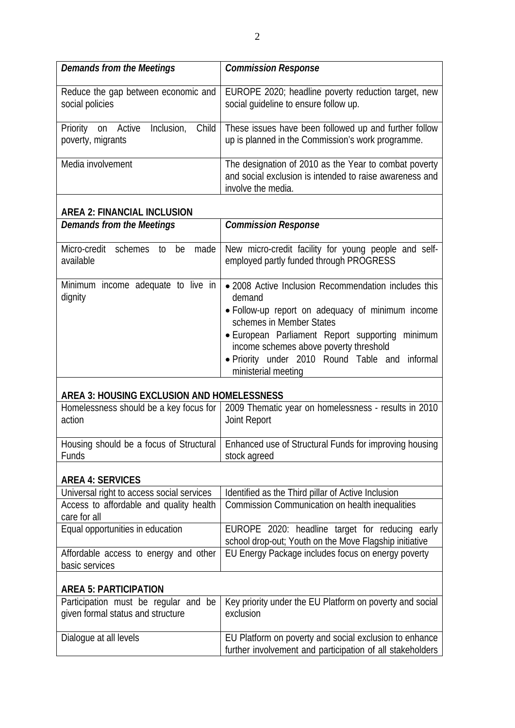| *Demands from the Meetings* | *Commission Response* |
|---|---|
| Reduce the gap between economic and social policies | EUROPE 2020; headline poverty reduction target, new social guideline to ensure follow up. |
| Priority on Active Inclusion, Child poverty, migrants | These issues have been followed up and further follow up is planned in the Commission's work programme. |
| Media involvement | The designation of 2010 as the Year to combat poverty and social exclusion is intended to raise awareness and involve the media. |

**AREA 2: FINANCIAL INCLUSION**

| *Demands from the Meetings* | *Commission Response* |
|---|---|
| Micro-credit schemes to be made available | New micro-credit facility for young people and self-employed partly funded through PROGRESS |
| Minimum income adequate to live in dignity | • 2008 Active Inclusion Recommendation includes this demand<br>• Follow-up report on adequacy of minimum income schemes in Member States<br>• European Parliament Report supporting minimum income schemes above poverty threshold<br>• Priority under 2010 Round Table and informal ministerial meeting |

**AREA 3: HOUSING EXCLUSION AND HOMELESSNESS**

| | |
|---|---|
| Homelessness should be a key focus for action | 2009 Thematic year on homelessness - results in 2010 Joint Report |
| Housing should be a focus of Structural Funds | Enhanced use of Structural Funds for improving housing stock agreed |

**AREA 4: SERVICES**

| | |
|---|---|
| Universal right to access social services | Identified as the Third pillar of Active Inclusion |
| Access to affordable and quality health care for all | Commission Communication on health inequalities |
| Equal opportunities in education | EUROPE 2020: headline target for reducing early school drop-out; Youth on the Move Flagship initiative |
| Affordable access to energy and other basic services | EU Energy Package includes focus on energy poverty |

**AREA 5: PARTICIPATION**

| | |
|---|---|
| Participation must be regular and be given formal status and structure | Key priority under the EU Platform on poverty and social exclusion |
| Dialogue at all levels | EU Platform on poverty and social exclusion to enhance further involvement and participation of all stakeholders |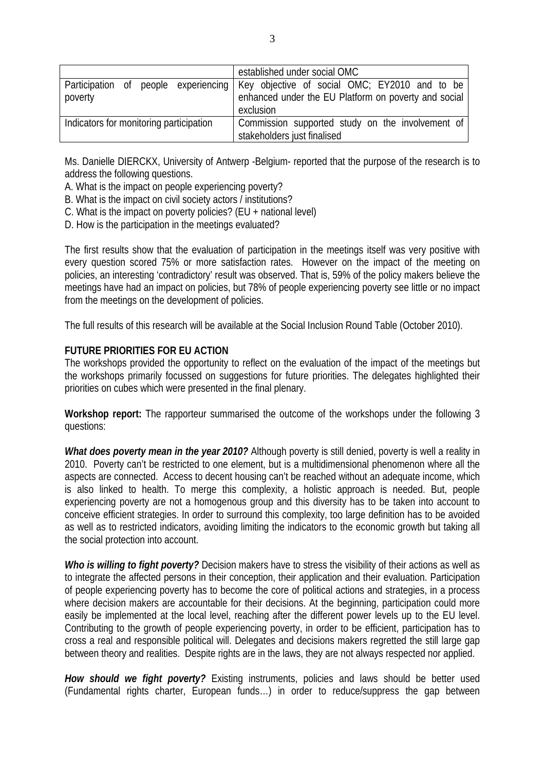| | established under social OMC |
|---|---|
| Participation of people experiencing poverty | Key objective of social OMC; EY2010 and to be enhanced under the EU Platform on poverty and social exclusion |
| Indicators for monitoring participation | Commission supported study on the involvement of stakeholders just finalised |

Ms. Danielle DIERCKX, University of Antwerp -Belgium- reported that the purpose of the research is to address the following questions.

A. What is the impact on people experiencing poverty?
B. What is the impact on civil society actors / institutions?
C. What is the impact on poverty policies? (EU + national level)
D. How is the participation in the meetings evaluated?

The first results show that the evaluation of participation in the meetings itself was very positive with every question scored 75% or more satisfaction rates. However on the impact of the meeting on policies, an interesting 'contradictory' result was observed. That is, 59% of the policy makers believe the meetings have had an impact on policies, but 78% of people experiencing poverty see little or no impact from the meetings on the development of policies.

The full results of this research will be available at the Social Inclusion Round Table (October 2010).

**FUTURE PRIORITIES FOR EU ACTION**

The workshops provided the opportunity to reflect on the evaluation of the impact of the meetings but the workshops primarily focussed on suggestions for future priorities. The delegates highlighted their priorities on cubes which were presented in the final plenary.

**Workshop report:** The rapporteur summarised the outcome of the workshops under the following 3 questions:

***What does poverty mean in the year 2010?*** Although poverty is still denied, poverty is well a reality in 2010. Poverty can't be restricted to one element, but is a multidimensional phenomenon where all the aspects are connected. Access to decent housing can't be reached without an adequate income, which is also linked to health. To merge this complexity, a holistic approach is needed. But, people experiencing poverty are not a homogenous group and this diversity has to be taken into account to conceive efficient strategies. In order to surround this complexity, too large definition has to be avoided as well as to restricted indicators, avoiding limiting the indicators to the economic growth but taking all the social protection into account.

***Who is willing to fight poverty?*** Decision makers have to stress the visibility of their actions as well as to integrate the affected persons in their conception, their application and their evaluation. Participation of people experiencing poverty has to become the core of political actions and strategies, in a process where decision makers are accountable for their decisions. At the beginning, participation could more easily be implemented at the local level, reaching after the different power levels up to the EU level. Contributing to the growth of people experiencing poverty, in order to be efficient, participation has to cross a real and responsible political will. Delegates and decisions makers regretted the still large gap between theory and realities. Despite rights are in the laws, they are not always respected nor applied.

***How should we fight poverty?*** Existing instruments, policies and laws should be better used (Fundamental rights charter, European funds…) in order to reduce/suppress the gap between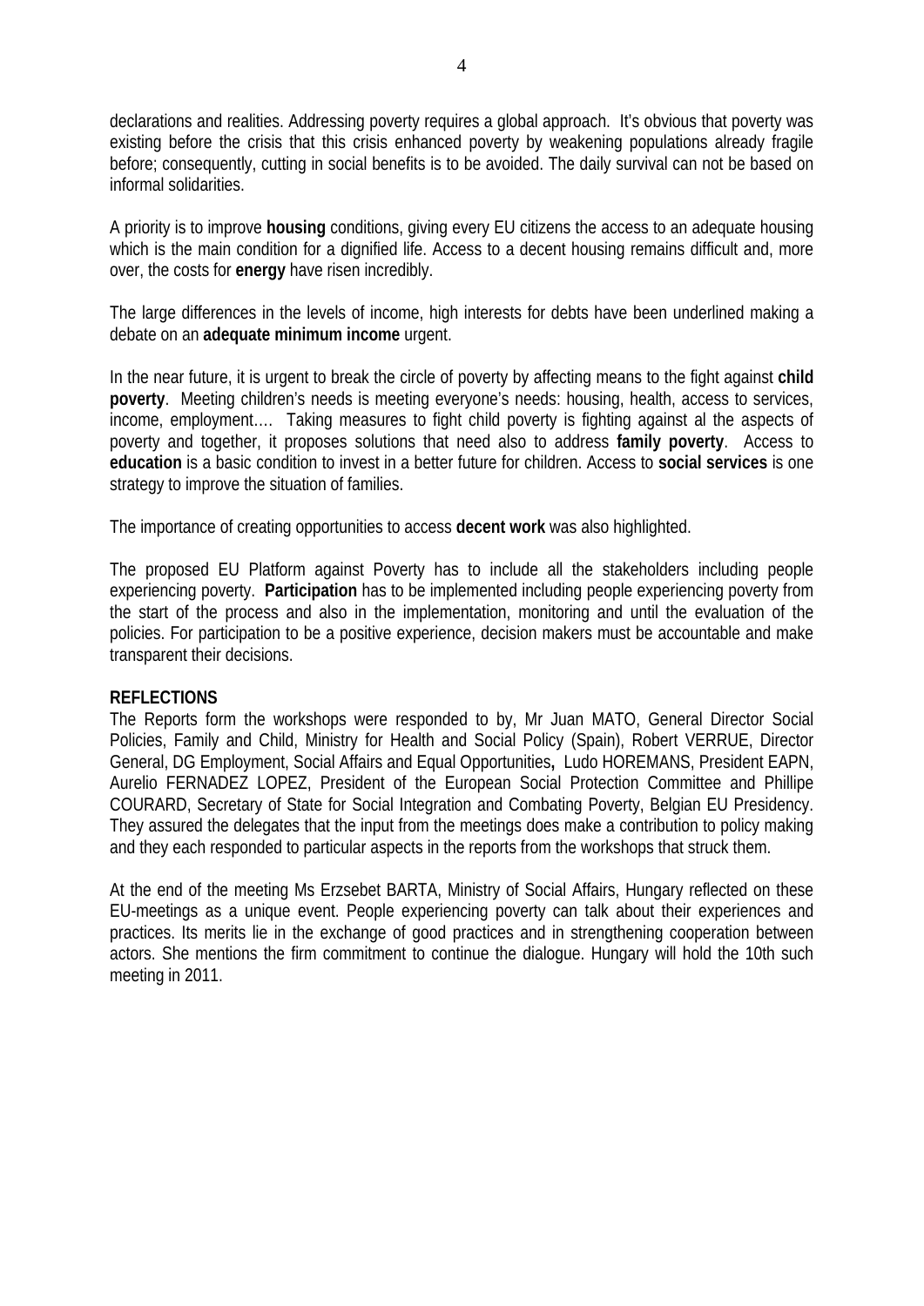declarations and realities. Addressing poverty requires a global approach. It's obvious that poverty was existing before the crisis that this crisis enhanced poverty by weakening populations already fragile before; consequently, cutting in social benefits is to be avoided. The daily survival can not be based on informal solidarities.

A priority is to improve **housing** conditions, giving every EU citizens the access to an adequate housing which is the main condition for a dignified life. Access to a decent housing remains difficult and, more over, the costs for **energy** have risen incredibly.

The large differences in the levels of income, high interests for debts have been underlined making a debate on an **adequate minimum income** urgent.

In the near future, it is urgent to break the circle of poverty by affecting means to the fight against **child poverty**. Meeting children's needs is meeting everyone's needs: housing, health, access to services, income, employment…. Taking measures to fight child poverty is fighting against al the aspects of poverty and together, it proposes solutions that need also to address **family poverty**. Access to **education** is a basic condition to invest in a better future for children. Access to **social services** is one strategy to improve the situation of families.

The importance of creating opportunities to access **decent work** was also highlighted.

The proposed EU Platform against Poverty has to include all the stakeholders including people experiencing poverty. **Participation** has to be implemented including people experiencing poverty from the start of the process and also in the implementation, monitoring and until the evaluation of the policies. For participation to be a positive experience, decision makers must be accountable and make transparent their decisions.

**REFLECTIONS**

The Reports form the workshops were responded to by, Mr Juan MATO, General Director Social Policies, Family and Child, Ministry for Health and Social Policy (Spain), Robert VERRUE, Director General, DG Employment, Social Affairs and Equal Opportunities**,** Ludo HOREMANS, President EAPN, Aurelio FERNADEZ LOPEZ, President of the European Social Protection Committee and Phillipe COURARD, Secretary of State for Social Integration and Combating Poverty, Belgian EU Presidency. They assured the delegates that the input from the meetings does make a contribution to policy making and they each responded to particular aspects in the reports from the workshops that struck them.

At the end of the meeting Ms Erzsebet BARTA, Ministry of Social Affairs, Hungary reflected on these EU-meetings as a unique event. People experiencing poverty can talk about their experiences and practices. Its merits lie in the exchange of good practices and in strengthening cooperation between actors. She mentions the firm commitment to continue the dialogue. Hungary will hold the 10th such meeting in 2011.